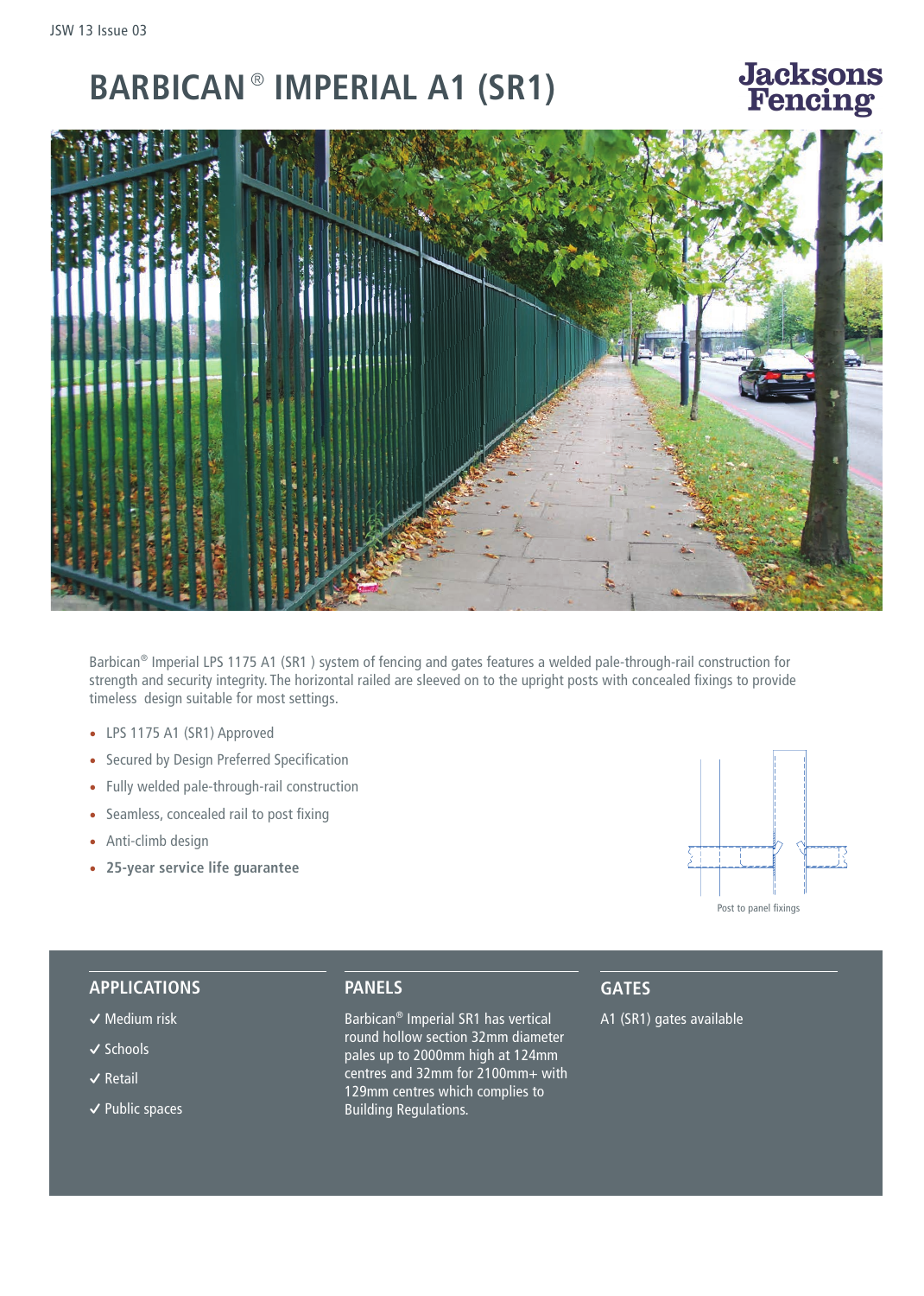# BARBICAN® IMPERIAL A1 (SR1)

Jacksons Fencing

Barbican® Imperial LPS 1175 A1 (SR1 ) system of fencing and gates features a welded pale-through-rail construction for strength and security integrity. The horizontal railed are sleeved on to the upright posts with concealed fixings to provide timeless design suitable for most settings.

- LPS 1175 A1 (SR1) Approved
- Secured by Design Preferred Specification
- Fully welded pale-through-rail construction
- Seamless, concealed rail to post fixing
- Anti-climb design
- **25-year service life guarantee**

Post to panel fixings

## APPLICATIONS

✓ Medium risk

✓ Schools

✓ Retail

✓ Public spaces

## PANELS

Barbican® Imperial SR1 has vertical round hollow section 32mm diameter pales up to 2000mm high at 124mm centres and 32mm for 2100mm+ with 129mm centres which complies to Building Regulations.

## GATES

A1 (SR1) gates available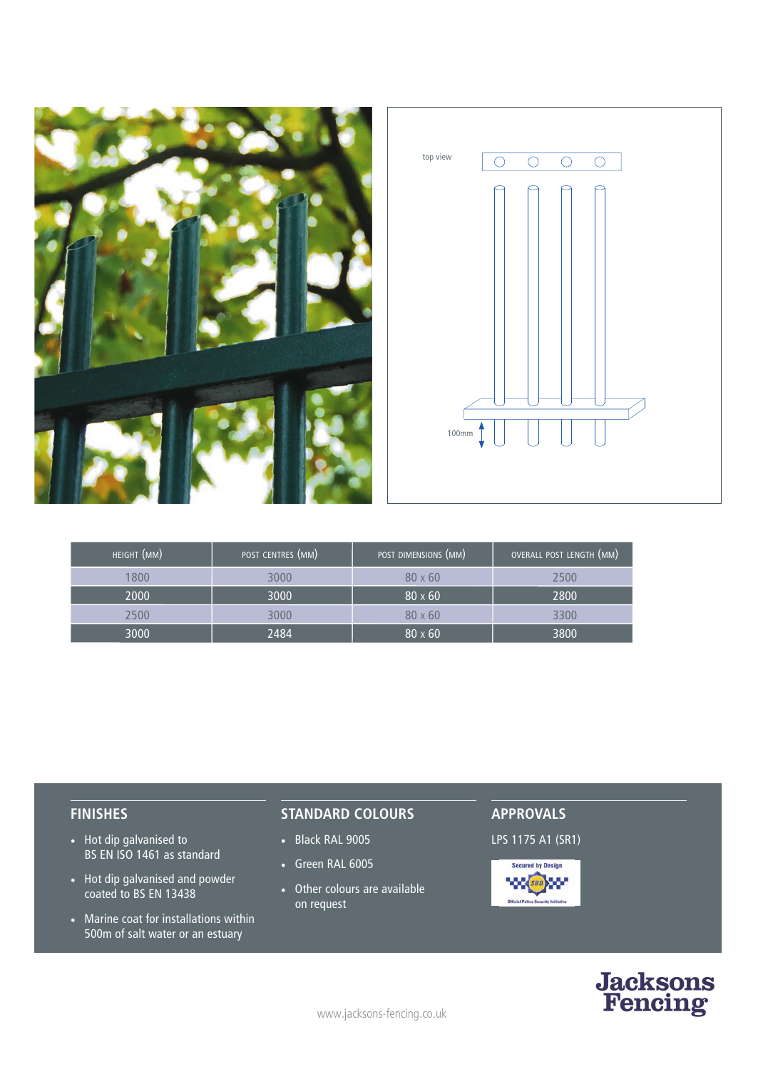top view

100mm

| HEIGHT (MM) | POST CENTRES (MM) | POST DIMENSIONS (MM) | OVERALL POST LENGTH (MM) |
|---|---|---|---|
| 1800 | 3000 | 80 x 60 | 2500 |
| 2000 | 3000 | 80 x 60 | 2800 |
| 2500 | 3000 | 80 x 60 | 3300 |
| 3000 | 2484 | 80 x 60 | 3800 |

## FINISHES

- Hot dip galvanised to BS EN ISO 1461 as standard
- Hot dip galvanised and powder coated to BS EN 13438
- Marine coat for installations within 500m of salt water or an estuary

## STANDARD COLOURS

- Black RAL 9005
- Green RAL 6005
- Other colours are available on request

## APPROVALS

LPS 1175 A1 (SR1)

Secured by Design

Official Police Security Initiative

www.jacksons-fencing.co.uk

Jacksons Fencing